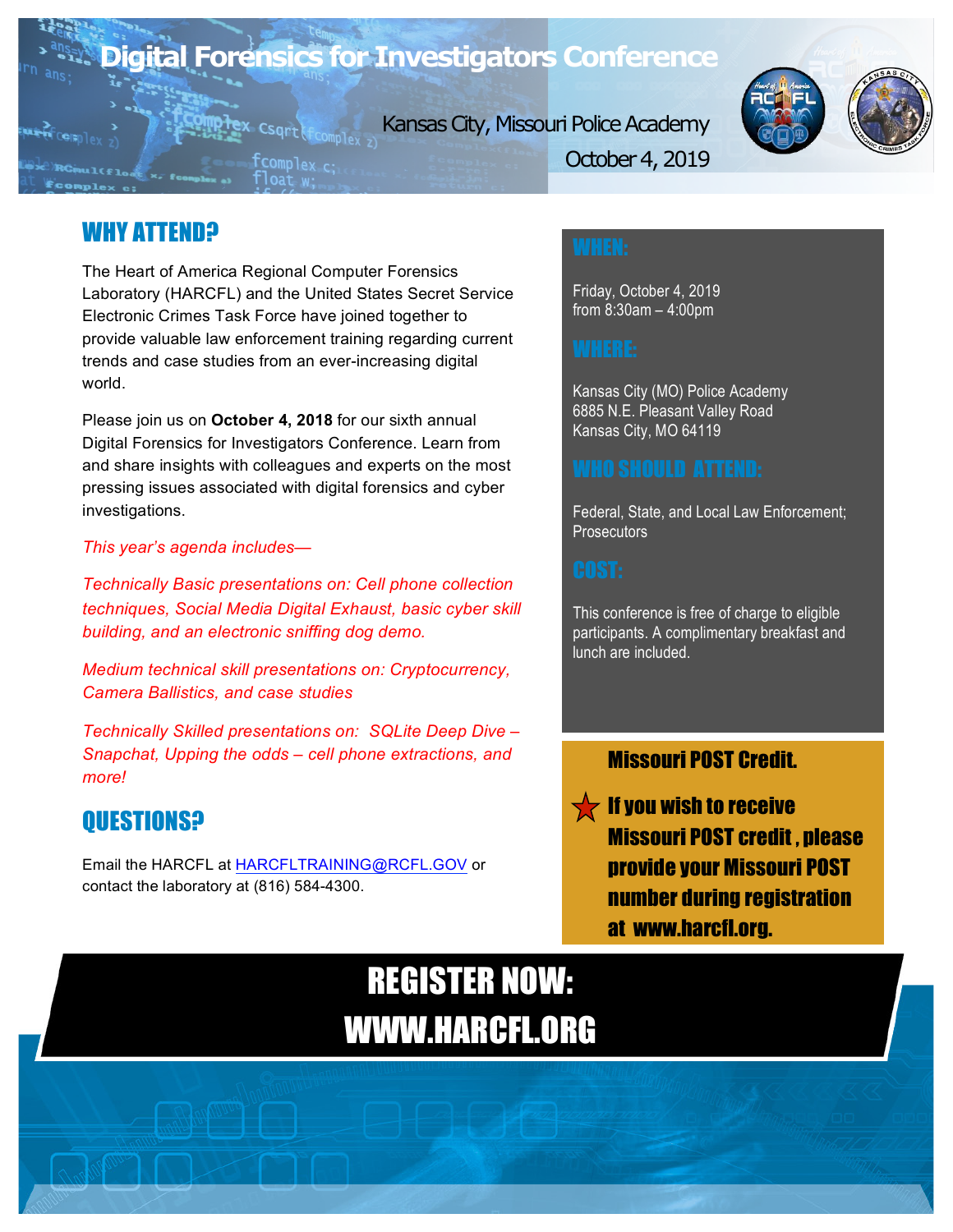# Digital Forensics for Investigators Conference

Kansas City, Missouri Police Academy

October 4, 2019

## WHY ATTEND?

The Heart of America Regional Computer Forensics Laboratory (HARCFL) and the United States Secret Service Electronic Crimes Task Force have joined together to provide valuable law enforcement training regarding current trends and case studies from an ever-increasing digital world.

Please join us on **October 4, 2018** for our sixth annual Digital Forensics for Investigators Conference. Learn from and share insights with colleagues and experts on the most pressing issues associated with digital forensics and cyber investigations.

*This year's agenda includes—*

*Technically Basic presentations on: Cell phone collection techniques, Social Media Digital Exhaust, basic cyber skill building, and an electronic sniffing dog demo.*

*Medium technical skill presentations on: Cryptocurrency, Camera Ballistics, and case studies*

*Technically Skilled presentations on: SQLite Deep Dive – Snapchat, Upping the odds – cell phone extractions, and more!*

## QUESTIONS?

Email the HARCFL at HARCFLTRAINING@RCFL.GOV or contact the laboratory at (816) 584-4300.

## WHEN:

Friday, October 4, 2019
from 8:30am – 4:00pm

## WHERE:

Kansas City (MO) Police Academy
6885 N.E. Pleasant Valley Road
Kansas City, MO 64119

## WHO SHOULD ATTEND:

Federal, State, and Local Law Enforcement; Prosecutors

## COST:

This conference is free of charge to eligible participants. A complimentary breakfast and lunch are included.

## Missouri POST Credit.

**If you wish to receive Missouri POST credit , please provide your Missouri POST number during registration at www.harcfl.org.**

## REGISTER NOW:
## WWW.HARCFL.ORG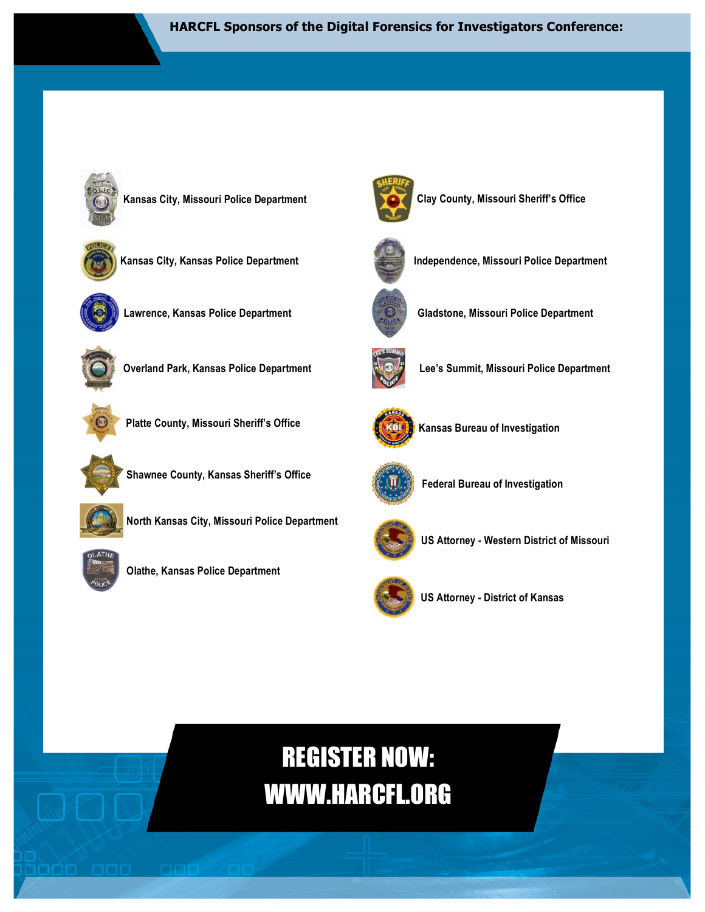## HARCFL Sponsors of the Digital Forensics for Investigators Conference:

- Kansas City, Missouri Police Department
- Kansas City, Kansas Police Department
- Lawrence, Kansas Police Department
- Overland Park, Kansas Police Department
- Platte County, Missouri Sheriff's Office
- Shawnee County, Kansas Sheriff's Office
- North Kansas City, Missouri Police Department
- Olathe, Kansas Police Department
- Clay County, Missouri Sheriff's Office
- Independence, Missouri Police Department
- Gladstone, Missouri Police Department
- Lee's Summit, Missouri Police Department
- Kansas Bureau of Investigation
- Federal Bureau of Investigation
- US Attorney - Western District of Missouri
- US Attorney - District of Kansas

# REGISTER NOW: WWW.HARCFL.ORG